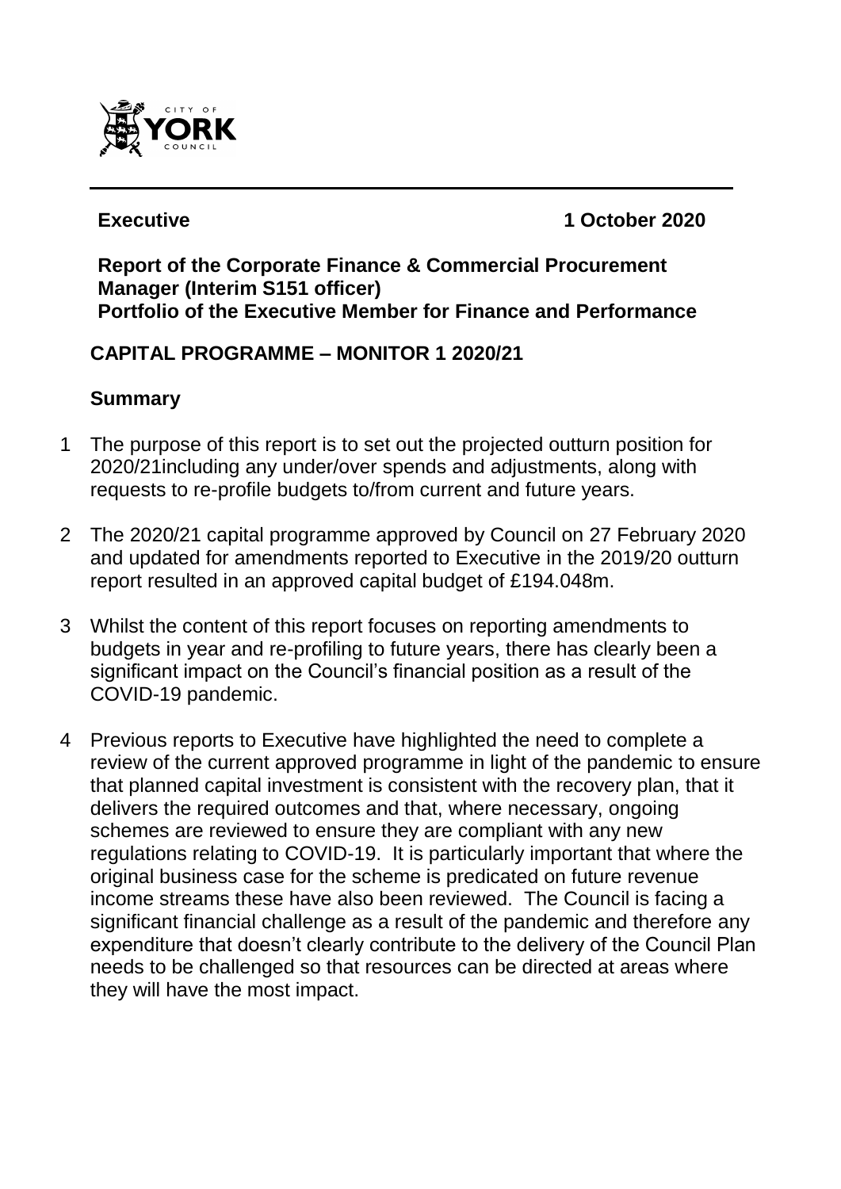**Executive** **1 October 2020**

**Report of the Corporate Finance & Commercial Procurement Manager (Interim S151 officer)**
**Portfolio of the Executive Member for Finance and Performance**

## CAPITAL PROGRAMME – MONITOR 1 2020/21

### Summary

1 The purpose of this report is to set out the projected outturn position for 2020/21including any under/over spends and adjustments, along with requests to re-profile budgets to/from current and future years.

2 The 2020/21 capital programme approved by Council on 27 February 2020 and updated for amendments reported to Executive in the 2019/20 outturn report resulted in an approved capital budget of £194.048m.

3 Whilst the content of this report focuses on reporting amendments to budgets in year and re-profiling to future years, there has clearly been a significant impact on the Council's financial position as a result of the COVID-19 pandemic.

4 Previous reports to Executive have highlighted the need to complete a review of the current approved programme in light of the pandemic to ensure that planned capital investment is consistent with the recovery plan, that it delivers the required outcomes and that, where necessary, ongoing schemes are reviewed to ensure they are compliant with any new regulations relating to COVID-19. It is particularly important that where the original business case for the scheme is predicated on future revenue income streams these have also been reviewed. The Council is facing a significant financial challenge as a result of the pandemic and therefore any expenditure that doesn't clearly contribute to the delivery of the Council Plan needs to be challenged so that resources can be directed at areas where they will have the most impact.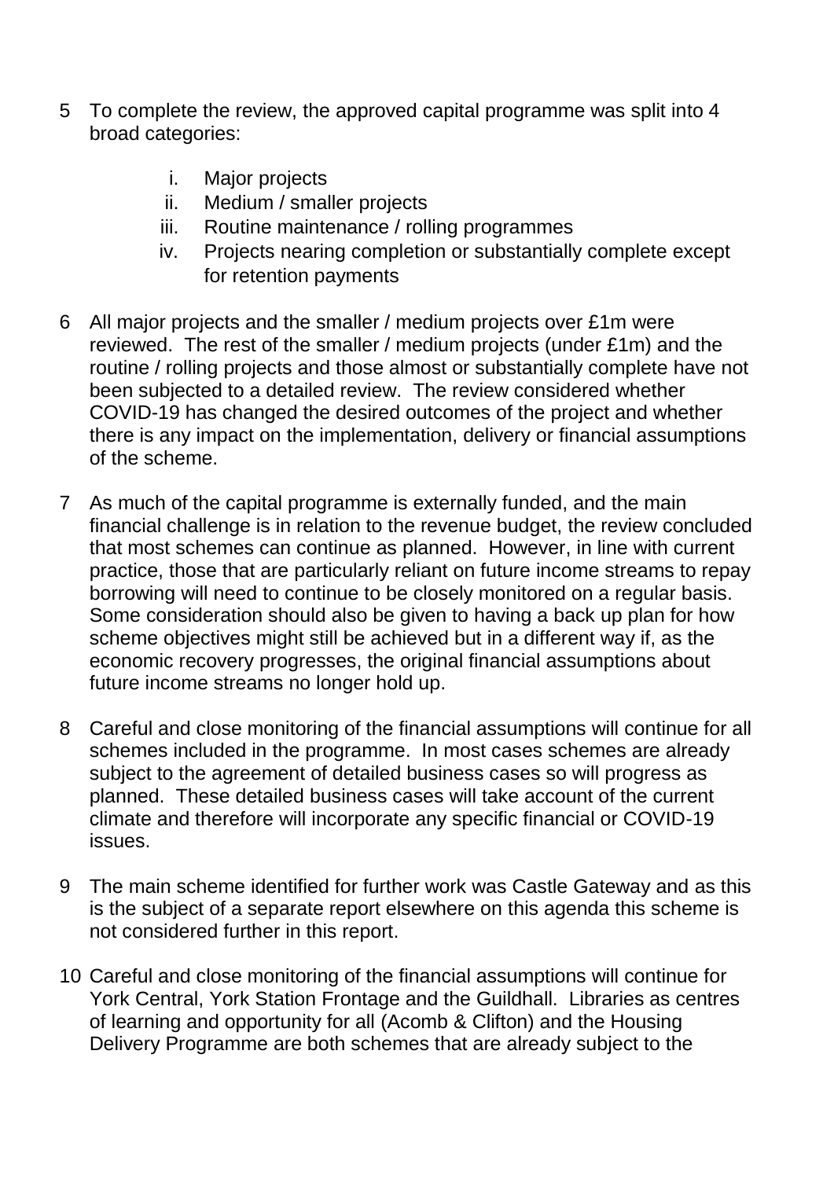5 To complete the review, the approved capital programme was split into 4 broad categories:

   i. Major projects
   ii. Medium / smaller projects
   iii. Routine maintenance / rolling programmes
   iv. Projects nearing completion or substantially complete except for retention payments

6 All major projects and the smaller / medium projects over £1m were reviewed. The rest of the smaller / medium projects (under £1m) and the routine / rolling projects and those almost or substantially complete have not been subjected to a detailed review. The review considered whether COVID-19 has changed the desired outcomes of the project and whether there is any impact on the implementation, delivery or financial assumptions of the scheme.

7 As much of the capital programme is externally funded, and the main financial challenge is in relation to the revenue budget, the review concluded that most schemes can continue as planned. However, in line with current practice, those that are particularly reliant on future income streams to repay borrowing will need to continue to be closely monitored on a regular basis. Some consideration should also be given to having a back up plan for how scheme objectives might still be achieved but in a different way if, as the economic recovery progresses, the original financial assumptions about future income streams no longer hold up.

8 Careful and close monitoring of the financial assumptions will continue for all schemes included in the programme. In most cases schemes are already subject to the agreement of detailed business cases so will progress as planned. These detailed business cases will take account of the current climate and therefore will incorporate any specific financial or COVID-19 issues.

9 The main scheme identified for further work was Castle Gateway and as this is the subject of a separate report elsewhere on this agenda this scheme is not considered further in this report.

10 Careful and close monitoring of the financial assumptions will continue for York Central, York Station Frontage and the Guildhall. Libraries as centres of learning and opportunity for all (Acomb & Clifton) and the Housing Delivery Programme are both schemes that are already subject to the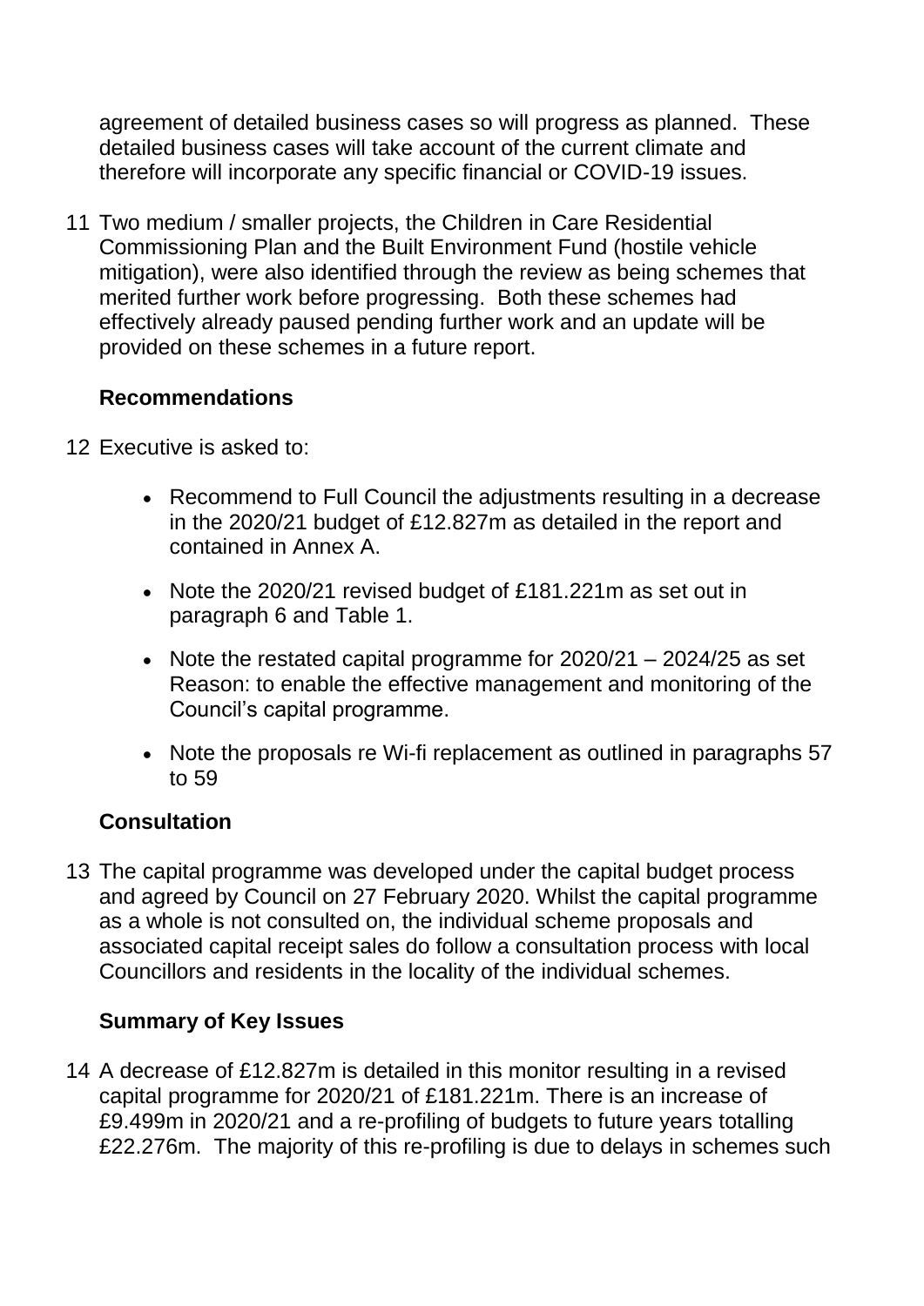agreement of detailed business cases so will progress as planned. These detailed business cases will take account of the current climate and therefore will incorporate any specific financial or COVID-19 issues.

11 Two medium / smaller projects, the Children in Care Residential Commissioning Plan and the Built Environment Fund (hostile vehicle mitigation), were also identified through the review as being schemes that merited further work before progressing. Both these schemes had effectively already paused pending further work and an update will be provided on these schemes in a future report.

**Recommendations**

12 Executive is asked to:

- Recommend to Full Council the adjustments resulting in a decrease in the 2020/21 budget of £12.827m as detailed in the report and contained in Annex A.
- Note the 2020/21 revised budget of £181.221m as set out in paragraph 6 and Table 1.
- Note the restated capital programme for 2020/21 – 2024/25 as set Reason: to enable the effective management and monitoring of the Council's capital programme.
- Note the proposals re Wi-fi replacement as outlined in paragraphs 57 to 59

**Consultation**

13 The capital programme was developed under the capital budget process and agreed by Council on 27 February 2020. Whilst the capital programme as a whole is not consulted on, the individual scheme proposals and associated capital receipt sales do follow a consultation process with local Councillors and residents in the locality of the individual schemes.

**Summary of Key Issues**

14 A decrease of £12.827m is detailed in this monitor resulting in a revised capital programme for 2020/21 of £181.221m. There is an increase of £9.499m in 2020/21 and a re-profiling of budgets to future years totalling £22.276m. The majority of this re-profiling is due to delays in schemes such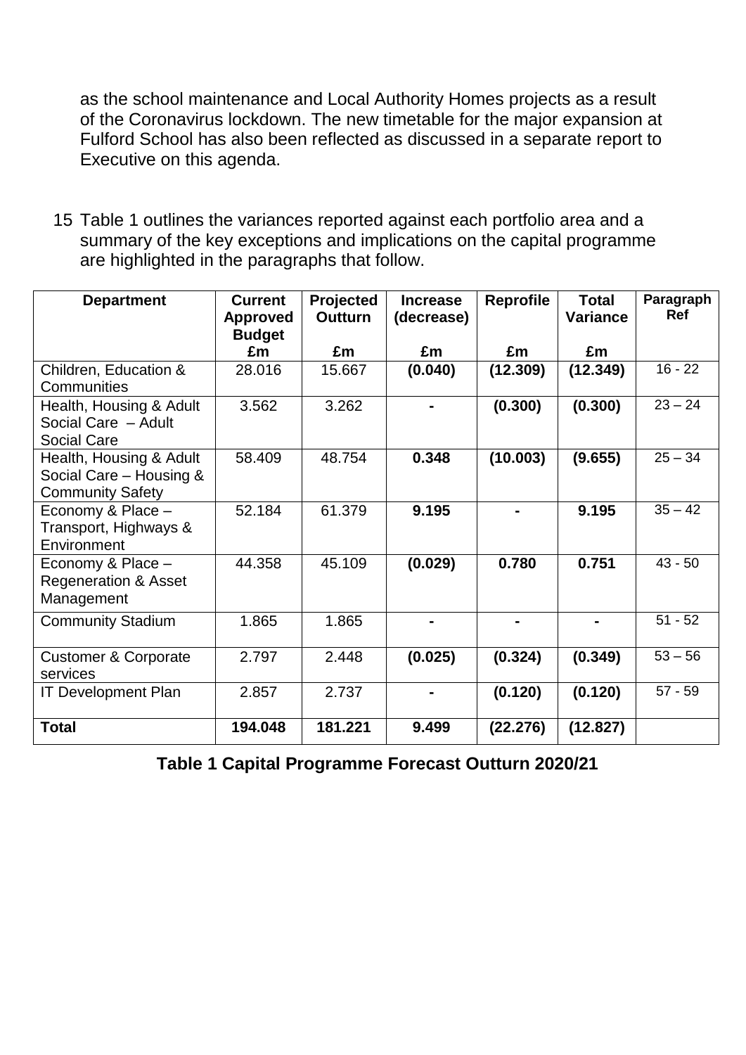as the school maintenance and Local Authority Homes projects as a result of the Coronavirus lockdown. The new timetable for the major expansion at Fulford School has also been reflected as discussed in a separate report to Executive on this agenda.

15 Table 1 outlines the variances reported against each portfolio area and a summary of the key exceptions and implications on the capital programme are highlighted in the paragraphs that follow.

| **Department** | **Current Approved Budget £m** | **Projected Outturn £m** | **Increase (decrease) £m** | **Reprofile £m** | **Total Variance £m** | **Paragraph Ref** |
|---|---|---|---|---|---|---|
| Children, Education & Communities | 28.016 | 15.667 | **(0.040)** | **(12.309)** | **(12.349)** | 16 - 22 |
| Health, Housing & Adult Social Care – Adult Social Care | 3.562 | 3.262 | **-** | **(0.300)** | **(0.300)** | 23 – 24 |
| Health, Housing & Adult Social Care – Housing & Community Safety | 58.409 | 48.754 | **0.348** | **(10.003)** | **(9.655)** | 25 – 34 |
| Economy & Place – Transport, Highways & Environment | 52.184 | 61.379 | **9.195** | **-** | **9.195** | 35 – 42 |
| Economy & Place – Regeneration & Asset Management | 44.358 | 45.109 | **(0.029)** | **0.780** | **0.751** | 43 - 50 |
| Community Stadium | 1.865 | 1.865 | **-** | **-** | **-** | 51 - 52 |
| Customer & Corporate services | 2.797 | 2.448 | **(0.025)** | **(0.324)** | **(0.349)** | 53 – 56 |
| IT Development Plan | 2.857 | 2.737 | **-** | **(0.120)** | **(0.120)** | 57 - 59 |
| **Total** | **194.048** | **181.221** | **9.499** | **(22.276)** | **(12.827)** | |

**Table 1 Capital Programme Forecast Outturn 2020/21**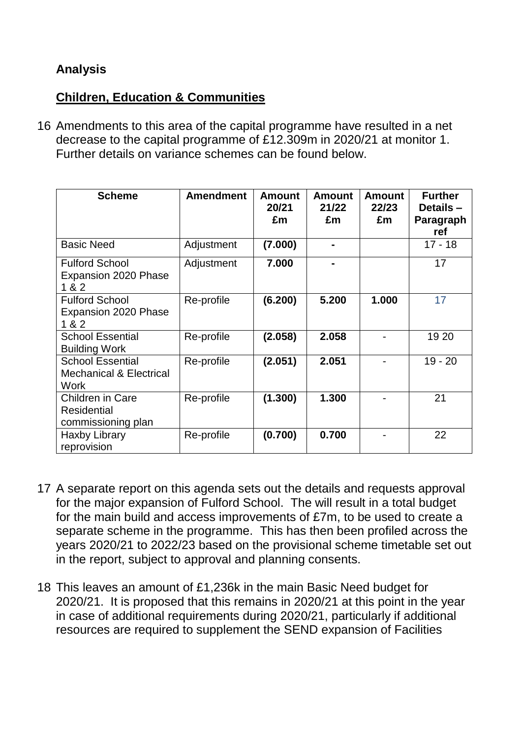## Analysis

### Children, Education & Communities

16 Amendments to this area of the capital programme have resulted in a net decrease to the capital programme of £12.309m in 2020/21 at monitor 1. Further details on variance schemes can be found below.

| Scheme | Amendment | Amount 20/21 £m | Amount 21/22 £m | Amount 22/23 £m | Further Details – Paragraph ref |
|---|---|---|---|---|---|
| Basic Need | Adjustment | **(7.000)** | **-** | | 17 - 18 |
| Fulford School Expansion 2020 Phase 1 & 2 | Adjustment | **7.000** | **-** | | 17 |
| Fulford School Expansion 2020 Phase 1 & 2 | Re-profile | **(6.200)** | **5.200** | **1.000** | 17 |
| School Essential Building Work | Re-profile | **(2.058)** | **2.058** | - | 19 20 |
| School Essential Mechanical & Electrical Work | Re-profile | **(2.051)** | **2.051** | - | 19 - 20 |
| Children in Care Residential commissioning plan | Re-profile | **(1.300)** | **1.300** | - | 21 |
| Haxby Library reprovision | Re-profile | **(0.700)** | **0.700** | - | 22 |

17 A separate report on this agenda sets out the details and requests approval for the major expansion of Fulford School. The will result in a total budget for the main build and access improvements of £7m, to be used to create a separate scheme in the programme. This has then been profiled across the years 2020/21 to 2022/23 based on the provisional scheme timetable set out in the report, subject to approval and planning consents.

18 This leaves an amount of £1,236k in the main Basic Need budget for 2020/21. It is proposed that this remains in 2020/21 at this point in the year in case of additional requirements during 2020/21, particularly if additional resources are required to supplement the SEND expansion of Facilities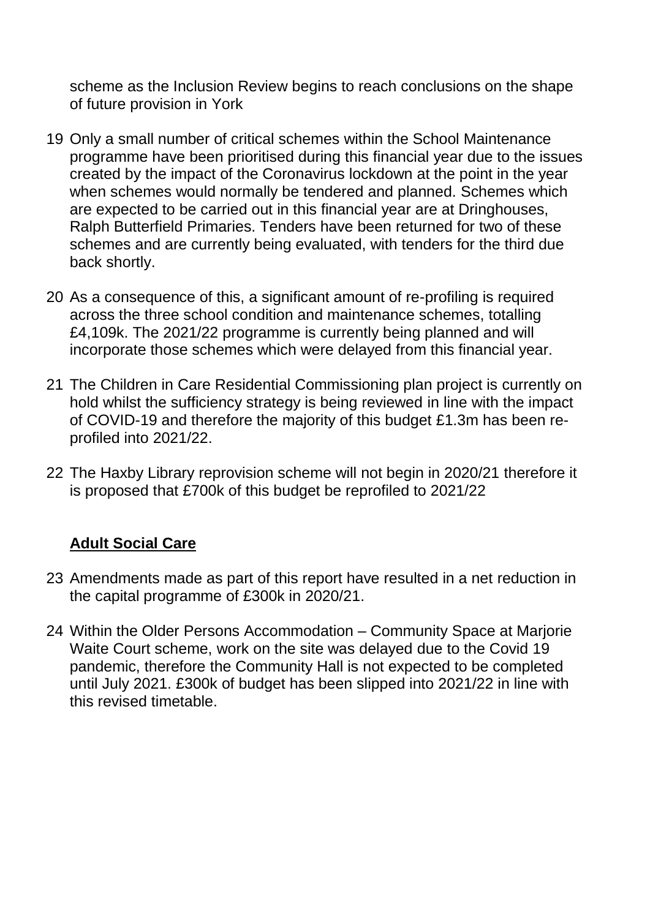scheme as the Inclusion Review begins to reach conclusions on the shape of future provision in York

19 Only a small number of critical schemes within the School Maintenance programme have been prioritised during this financial year due to the issues created by the impact of the Coronavirus lockdown at the point in the year when schemes would normally be tendered and planned. Schemes which are expected to be carried out in this financial year are at Dringhouses, Ralph Butterfield Primaries. Tenders have been returned for two of these schemes and are currently being evaluated, with tenders for the third due back shortly.

20 As a consequence of this, a significant amount of re-profiling is required across the three school condition and maintenance schemes, totalling £4,109k. The 2021/22 programme is currently being planned and will incorporate those schemes which were delayed from this financial year.

21 The Children in Care Residential Commissioning plan project is currently on hold whilst the sufficiency strategy is being reviewed in line with the impact of COVID-19 and therefore the majority of this budget £1.3m has been re-profiled into 2021/22.

22 The Haxby Library reprovision scheme will not begin in 2020/21 therefore it is proposed that £700k of this budget be reprofiled to 2021/22

**Adult Social Care**

23 Amendments made as part of this report have resulted in a net reduction in the capital programme of £300k in 2020/21.

24 Within the Older Persons Accommodation – Community Space at Marjorie Waite Court scheme, work on the site was delayed due to the Covid 19 pandemic, therefore the Community Hall is not expected to be completed until July 2021. £300k of budget has been slipped into 2021/22 in line with this revised timetable.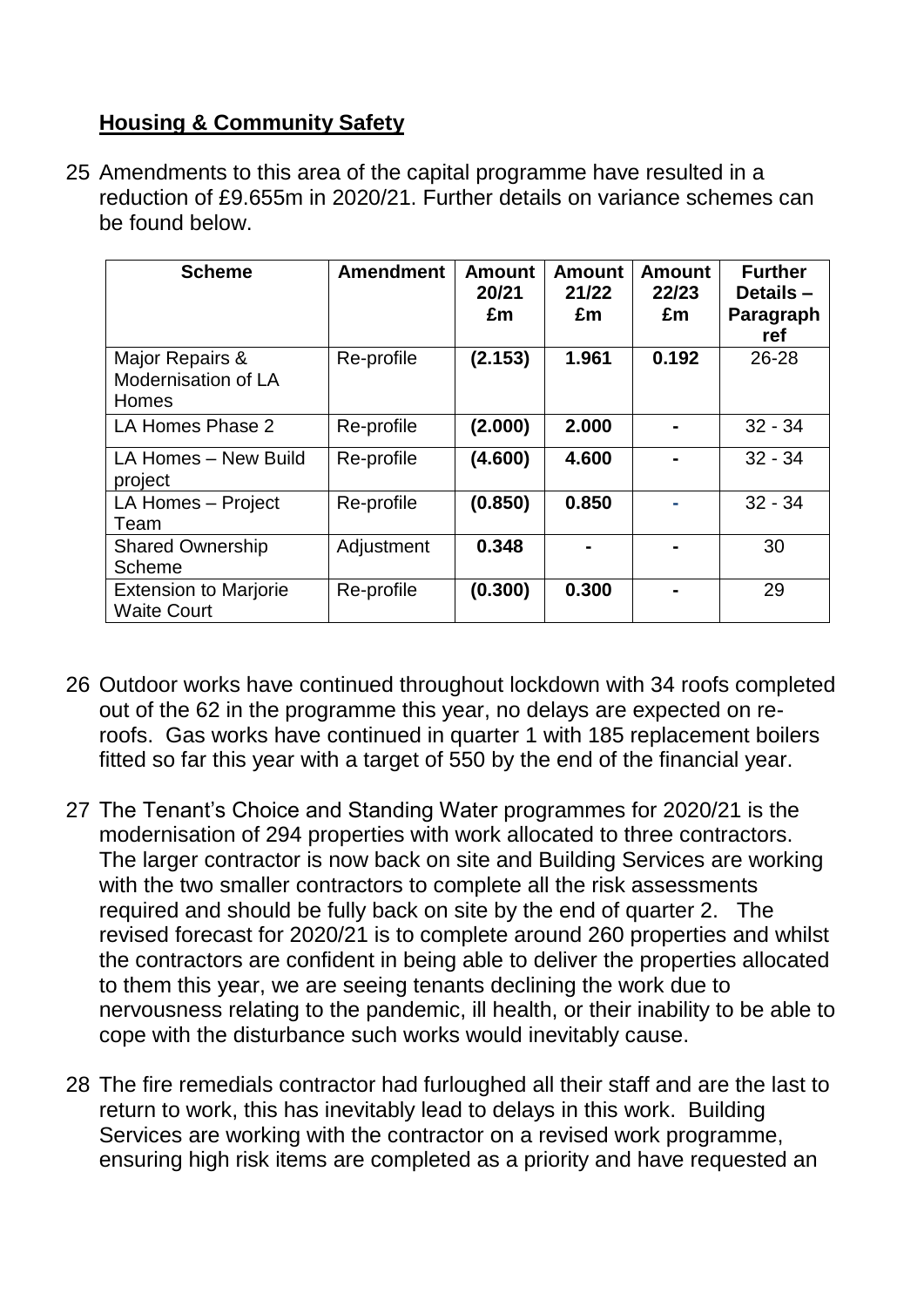## **Housing & Community Safety**

25 Amendments to this area of the capital programme have resulted in a reduction of £9.655m in 2020/21. Further details on variance schemes can be found below.

| Scheme | Amendment | Amount 20/21 £m | Amount 21/22 £m | Amount 22/23 £m | Further Details – Paragraph ref |
|---|---|---|---|---|---|
| Major Repairs & Modernisation of LA Homes | Re-profile | **(2.153)** | **1.961** | **0.192** | 26-28 |
| LA Homes Phase 2 | Re-profile | **(2.000)** | **2.000** | **-** | 32 - 34 |
| LA Homes – New Build project | Re-profile | **(4.600)** | **4.600** | **-** | 32 - 34 |
| LA Homes – Project Team | Re-profile | **(0.850)** | **0.850** | **-** | 32 - 34 |
| Shared Ownership Scheme | Adjustment | **0.348** | **-** | **-** | 30 |
| Extension to Marjorie Waite Court | Re-profile | **(0.300)** | **0.300** | **-** | 29 |

26 Outdoor works have continued throughout lockdown with 34 roofs completed out of the 62 in the programme this year, no delays are expected on re-roofs. Gas works have continued in quarter 1 with 185 replacement boilers fitted so far this year with a target of 550 by the end of the financial year.

27 The Tenant's Choice and Standing Water programmes for 2020/21 is the modernisation of 294 properties with work allocated to three contractors. The larger contractor is now back on site and Building Services are working with the two smaller contractors to complete all the risk assessments required and should be fully back on site by the end of quarter 2. The revised forecast for 2020/21 is to complete around 260 properties and whilst the contractors are confident in being able to deliver the properties allocated to them this year, we are seeing tenants declining the work due to nervousness relating to the pandemic, ill health, or their inability to be able to cope with the disturbance such works would inevitably cause.

28 The fire remedials contractor had furloughed all their staff and are the last to return to work, this has inevitably lead to delays in this work. Building Services are working with the contractor on a revised work programme, ensuring high risk items are completed as a priority and have requested an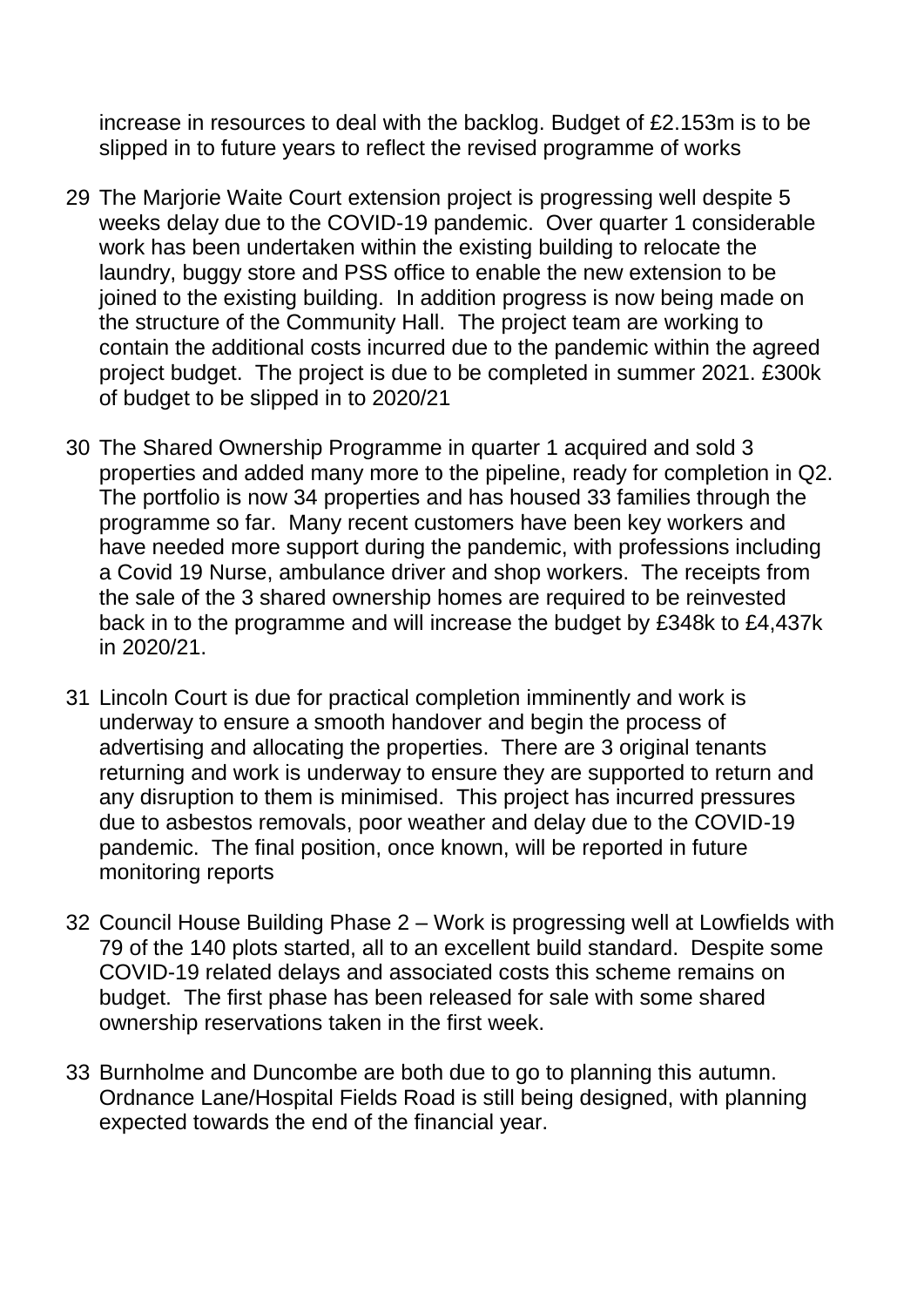increase in resources to deal with the backlog. Budget of £2.153m is to be slipped in to future years to reflect the revised programme of works

29 The Marjorie Waite Court extension project is progressing well despite 5 weeks delay due to the COVID-19 pandemic. Over quarter 1 considerable work has been undertaken within the existing building to relocate the laundry, buggy store and PSS office to enable the new extension to be joined to the existing building. In addition progress is now being made on the structure of the Community Hall. The project team are working to contain the additional costs incurred due to the pandemic within the agreed project budget. The project is due to be completed in summer 2021. £300k of budget to be slipped in to 2020/21

30 The Shared Ownership Programme in quarter 1 acquired and sold 3 properties and added many more to the pipeline, ready for completion in Q2. The portfolio is now 34 properties and has housed 33 families through the programme so far. Many recent customers have been key workers and have needed more support during the pandemic, with professions including a Covid 19 Nurse, ambulance driver and shop workers. The receipts from the sale of the 3 shared ownership homes are required to be reinvested back in to the programme and will increase the budget by £348k to £4,437k in 2020/21.

31 Lincoln Court is due for practical completion imminently and work is underway to ensure a smooth handover and begin the process of advertising and allocating the properties. There are 3 original tenants returning and work is underway to ensure they are supported to return and any disruption to them is minimised. This project has incurred pressures due to asbestos removals, poor weather and delay due to the COVID-19 pandemic. The final position, once known, will be reported in future monitoring reports

32 Council House Building Phase 2 – Work is progressing well at Lowfields with 79 of the 140 plots started, all to an excellent build standard. Despite some COVID-19 related delays and associated costs this scheme remains on budget. The first phase has been released for sale with some shared ownership reservations taken in the first week.

33 Burnholme and Duncombe are both due to go to planning this autumn. Ordnance Lane/Hospital Fields Road is still being designed, with planning expected towards the end of the financial year.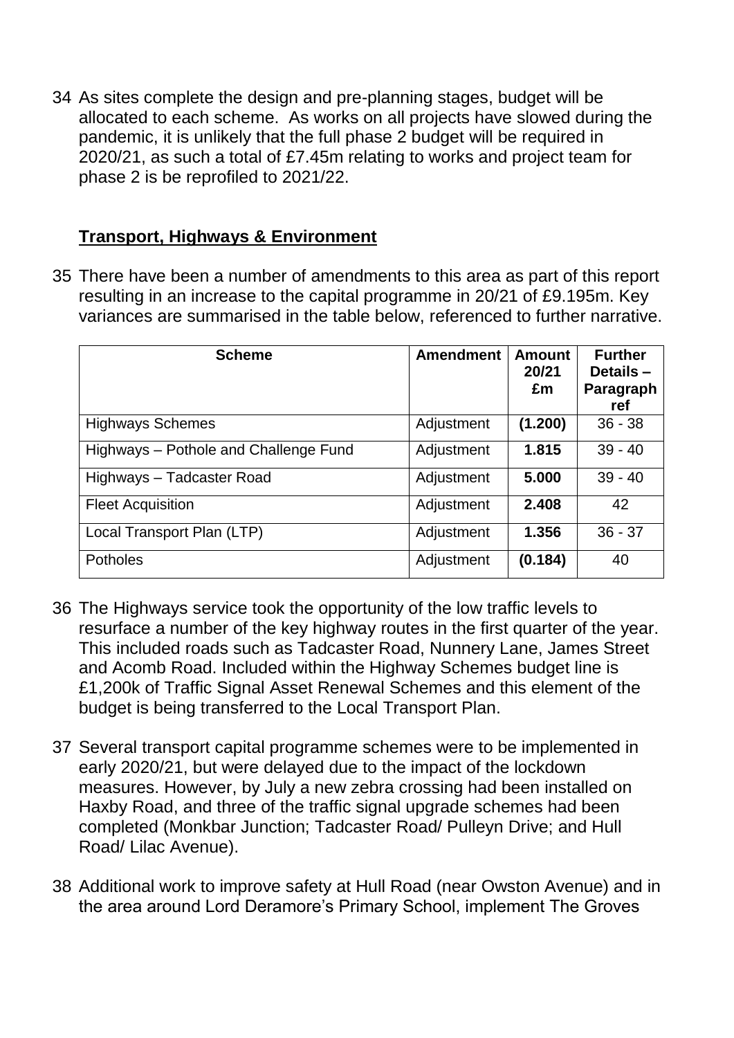34 As sites complete the design and pre-planning stages, budget will be allocated to each scheme. As works on all projects have slowed during the pandemic, it is unlikely that the full phase 2 budget will be required in 2020/21, as such a total of £7.45m relating to works and project team for phase 2 is be reprofiled to 2021/22.

## Transport, Highways & Environment

35 There have been a number of amendments to this area as part of this report resulting in an increase to the capital programme in 20/21 of £9.195m. Key variances are summarised in the table below, referenced to further narrative.

| Scheme | Amendment | Amount 20/21 £m | Further Details – Paragraph ref |
|---|---|---|---|
| Highways Schemes | Adjustment | **(1.200)** | 36 - 38 |
| Highways – Pothole and Challenge Fund | Adjustment | **1.815** | 39 - 40 |
| Highways – Tadcaster Road | Adjustment | **5.000** | 39 - 40 |
| Fleet Acquisition | Adjustment | **2.408** | 42 |
| Local Transport Plan (LTP) | Adjustment | **1.356** | 36 - 37 |
| Potholes | Adjustment | **(0.184)** | 40 |

36 The Highways service took the opportunity of the low traffic levels to resurface a number of the key highway routes in the first quarter of the year. This included roads such as Tadcaster Road, Nunnery Lane, James Street and Acomb Road. Included within the Highway Schemes budget line is £1,200k of Traffic Signal Asset Renewal Schemes and this element of the budget is being transferred to the Local Transport Plan.

37 Several transport capital programme schemes were to be implemented in early 2020/21, but were delayed due to the impact of the lockdown measures. However, by July a new zebra crossing had been installed on Haxby Road, and three of the traffic signal upgrade schemes had been completed (Monkbar Junction; Tadcaster Road/ Pulleyn Drive; and Hull Road/ Lilac Avenue).

38 Additional work to improve safety at Hull Road (near Owston Avenue) and in the area around Lord Deramore's Primary School, implement The Groves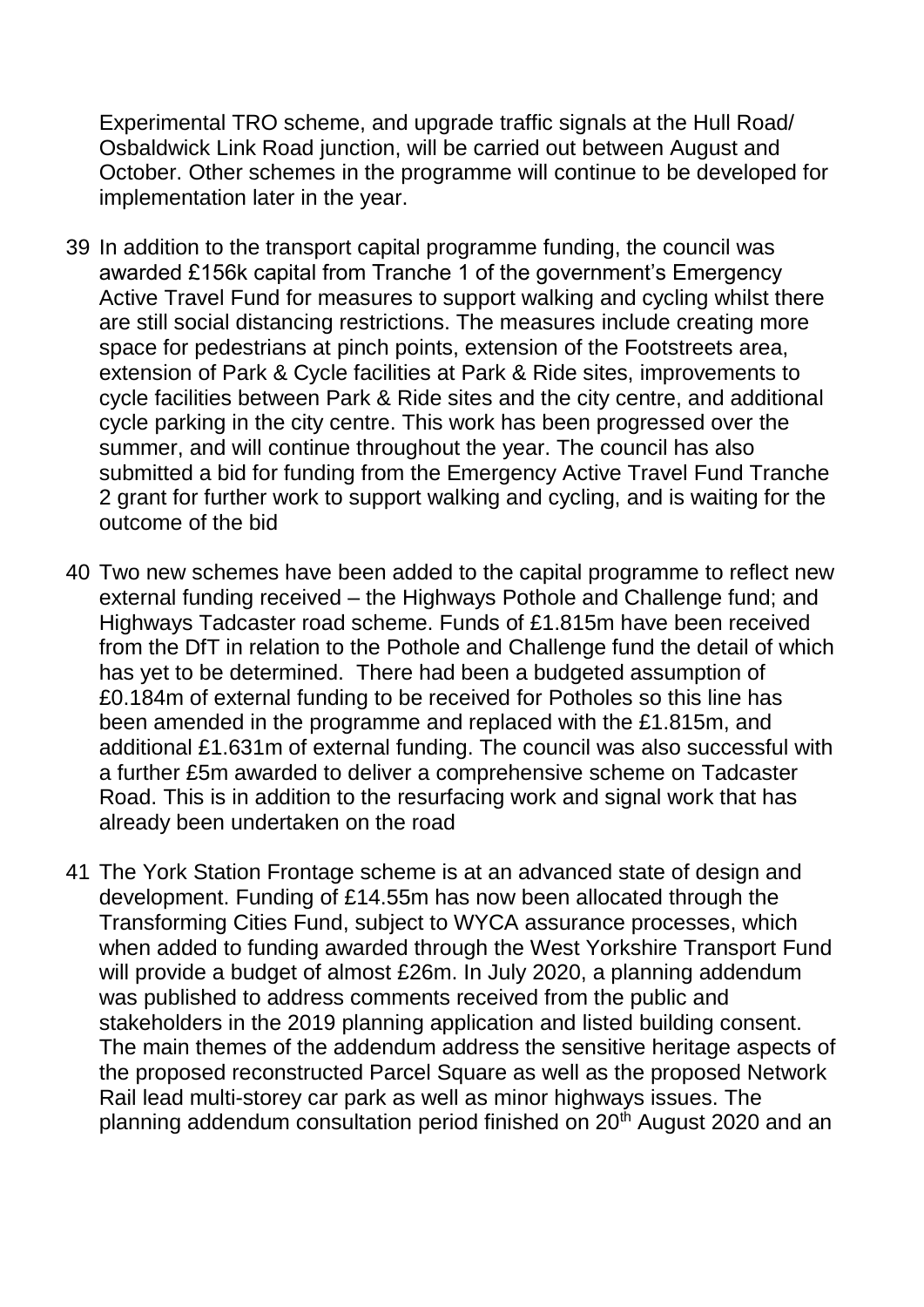Experimental TRO scheme, and upgrade traffic signals at the Hull Road/ Osbaldwick Link Road junction, will be carried out between August and October. Other schemes in the programme will continue to be developed for implementation later in the year.

39 In addition to the transport capital programme funding, the council was awarded £156k capital from Tranche 1 of the government's Emergency Active Travel Fund for measures to support walking and cycling whilst there are still social distancing restrictions. The measures include creating more space for pedestrians at pinch points, extension of the Footstreets area, extension of Park & Cycle facilities at Park & Ride sites, improvements to cycle facilities between Park & Ride sites and the city centre, and additional cycle parking in the city centre. This work has been progressed over the summer, and will continue throughout the year. The council has also submitted a bid for funding from the Emergency Active Travel Fund Tranche 2 grant for further work to support walking and cycling, and is waiting for the outcome of the bid

40 Two new schemes have been added to the capital programme to reflect new external funding received – the Highways Pothole and Challenge fund; and Highways Tadcaster road scheme. Funds of £1.815m have been received from the DfT in relation to the Pothole and Challenge fund the detail of which has yet to be determined. There had been a budgeted assumption of £0.184m of external funding to be received for Potholes so this line has been amended in the programme and replaced with the £1.815m, and additional £1.631m of external funding. The council was also successful with a further £5m awarded to deliver a comprehensive scheme on Tadcaster Road. This is in addition to the resurfacing work and signal work that has already been undertaken on the road

41 The York Station Frontage scheme is at an advanced state of design and development. Funding of £14.55m has now been allocated through the Transforming Cities Fund, subject to WYCA assurance processes, which when added to funding awarded through the West Yorkshire Transport Fund will provide a budget of almost £26m. In July 2020, a planning addendum was published to address comments received from the public and stakeholders in the 2019 planning application and listed building consent. The main themes of the addendum address the sensitive heritage aspects of the proposed reconstructed Parcel Square as well as the proposed Network Rail lead multi-storey car park as well as minor highways issues. The planning addendum consultation period finished on 20th August 2020 and an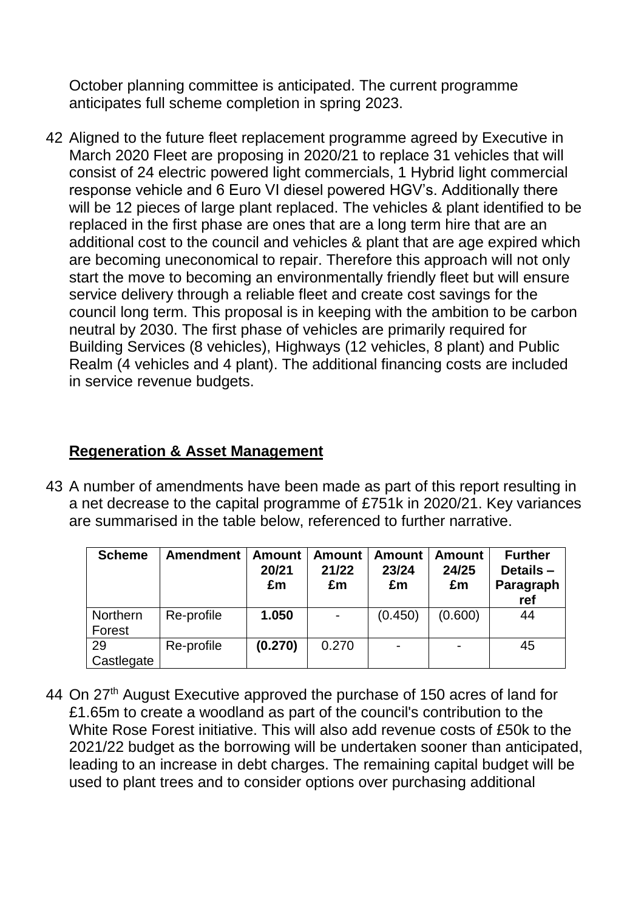October planning committee is anticipated. The current programme anticipates full scheme completion in spring 2023.

42 Aligned to the future fleet replacement programme agreed by Executive in March 2020 Fleet are proposing in 2020/21 to replace 31 vehicles that will consist of 24 electric powered light commercials, 1 Hybrid light commercial response vehicle and 6 Euro VI diesel powered HGV's. Additionally there will be 12 pieces of large plant replaced. The vehicles & plant identified to be replaced in the first phase are ones that are a long term hire that are an additional cost to the council and vehicles & plant that are age expired which are becoming uneconomical to repair. Therefore this approach will not only start the move to becoming an environmentally friendly fleet but will ensure service delivery through a reliable fleet and create cost savings for the council long term. This proposal is in keeping with the ambition to be carbon neutral by 2030. The first phase of vehicles are primarily required for Building Services (8 vehicles), Highways (12 vehicles, 8 plant) and Public Realm (4 vehicles and 4 plant). The additional financing costs are included in service revenue budgets.

## Regeneration & Asset Management

43 A number of amendments have been made as part of this report resulting in a net decrease to the capital programme of £751k in 2020/21. Key variances are summarised in the table below, referenced to further narrative.

| Scheme | Amendment | Amount 20/21 £m | Amount 21/22 £m | Amount 23/24 £m | Amount 24/25 £m | Further Details – Paragraph ref |
|---|---|---|---|---|---|---|
| Northern Forest | Re-profile | **1.050** | - | (0.450) | (0.600) | 44 |
| 29 Castlegate | Re-profile | **(0.270)** | 0.270 | - | - | 45 |

44 On 27th August Executive approved the purchase of 150 acres of land for £1.65m to create a woodland as part of the council's contribution to the White Rose Forest initiative. This will also add revenue costs of £50k to the 2021/22 budget as the borrowing will be undertaken sooner than anticipated, leading to an increase in debt charges. The remaining capital budget will be used to plant trees and to consider options over purchasing additional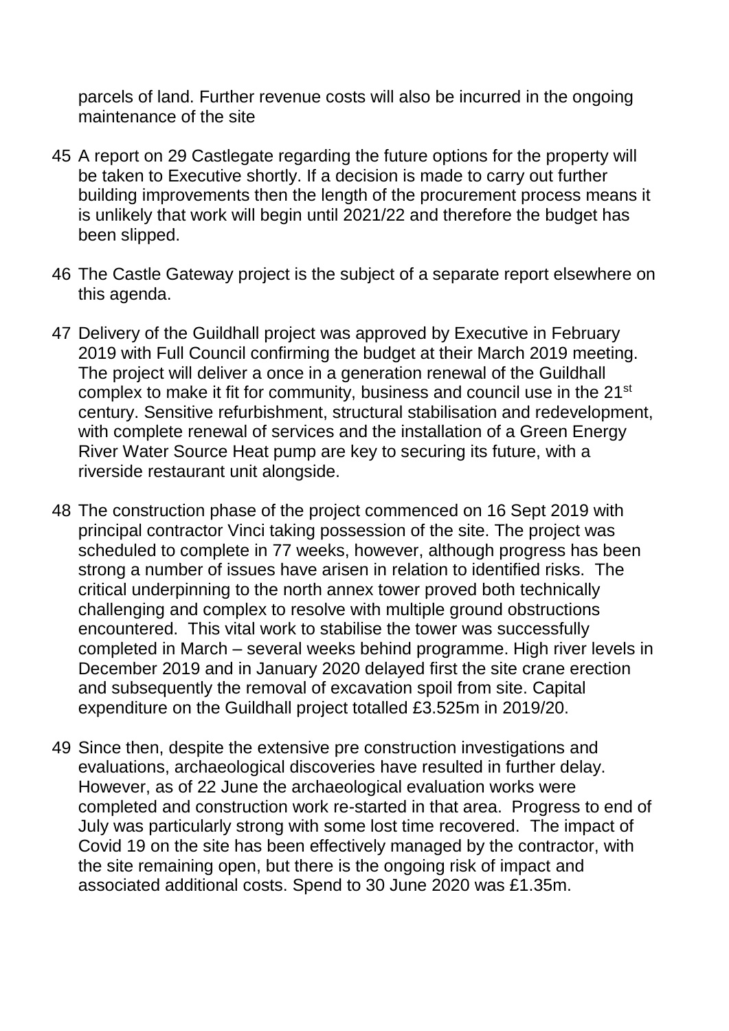parcels of land. Further revenue costs will also be incurred in the ongoing maintenance of the site

45 A report on 29 Castlegate regarding the future options for the property will be taken to Executive shortly. If a decision is made to carry out further building improvements then the length of the procurement process means it is unlikely that work will begin until 2021/22 and therefore the budget has been slipped.

46 The Castle Gateway project is the subject of a separate report elsewhere on this agenda.

47 Delivery of the Guildhall project was approved by Executive in February 2019 with Full Council confirming the budget at their March 2019 meeting. The project will deliver a once in a generation renewal of the Guildhall complex to make it fit for community, business and council use in the 21st century. Sensitive refurbishment, structural stabilisation and redevelopment, with complete renewal of services and the installation of a Green Energy River Water Source Heat pump are key to securing its future, with a riverside restaurant unit alongside.

48 The construction phase of the project commenced on 16 Sept 2019 with principal contractor Vinci taking possession of the site. The project was scheduled to complete in 77 weeks, however, although progress has been strong a number of issues have arisen in relation to identified risks. The critical underpinning to the north annex tower proved both technically challenging and complex to resolve with multiple ground obstructions encountered. This vital work to stabilise the tower was successfully completed in March – several weeks behind programme. High river levels in December 2019 and in January 2020 delayed first the site crane erection and subsequently the removal of excavation spoil from site. Capital expenditure on the Guildhall project totalled £3.525m in 2019/20.

49 Since then, despite the extensive pre construction investigations and evaluations, archaeological discoveries have resulted in further delay. However, as of 22 June the archaeological evaluation works were completed and construction work re-started in that area. Progress to end of July was particularly strong with some lost time recovered. The impact of Covid 19 on the site has been effectively managed by the contractor, with the site remaining open, but there is the ongoing risk of impact and associated additional costs. Spend to 30 June 2020 was £1.35m.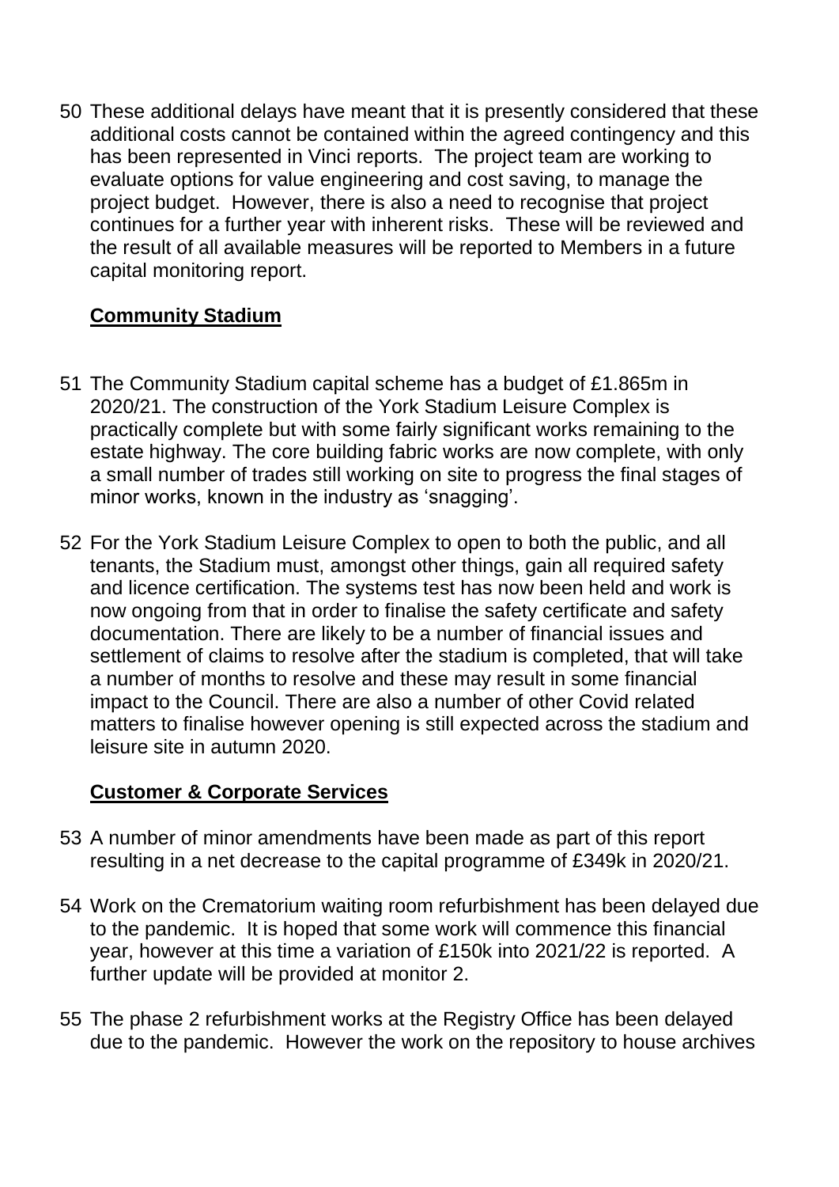50 These additional delays have meant that it is presently considered that these additional costs cannot be contained within the agreed contingency and this has been represented in Vinci reports. The project team are working to evaluate options for value engineering and cost saving, to manage the project budget. However, there is also a need to recognise that project continues for a further year with inherent risks. These will be reviewed and the result of all available measures will be reported to Members in a future capital monitoring report.

**Community Stadium**

51 The Community Stadium capital scheme has a budget of £1.865m in 2020/21. The construction of the York Stadium Leisure Complex is practically complete but with some fairly significant works remaining to the estate highway. The core building fabric works are now complete, with only a small number of trades still working on site to progress the final stages of minor works, known in the industry as 'snagging'.

52 For the York Stadium Leisure Complex to open to both the public, and all tenants, the Stadium must, amongst other things, gain all required safety and licence certification. The systems test has now been held and work is now ongoing from that in order to finalise the safety certificate and safety documentation. There are likely to be a number of financial issues and settlement of claims to resolve after the stadium is completed, that will take a number of months to resolve and these may result in some financial impact to the Council. There are also a number of other Covid related matters to finalise however opening is still expected across the stadium and leisure site in autumn 2020.

**Customer & Corporate Services**

53 A number of minor amendments have been made as part of this report resulting in a net decrease to the capital programme of £349k in 2020/21.

54 Work on the Crematorium waiting room refurbishment has been delayed due to the pandemic. It is hoped that some work will commence this financial year, however at this time a variation of £150k into 2021/22 is reported. A further update will be provided at monitor 2.

55 The phase 2 refurbishment works at the Registry Office has been delayed due to the pandemic. However the work on the repository to house archives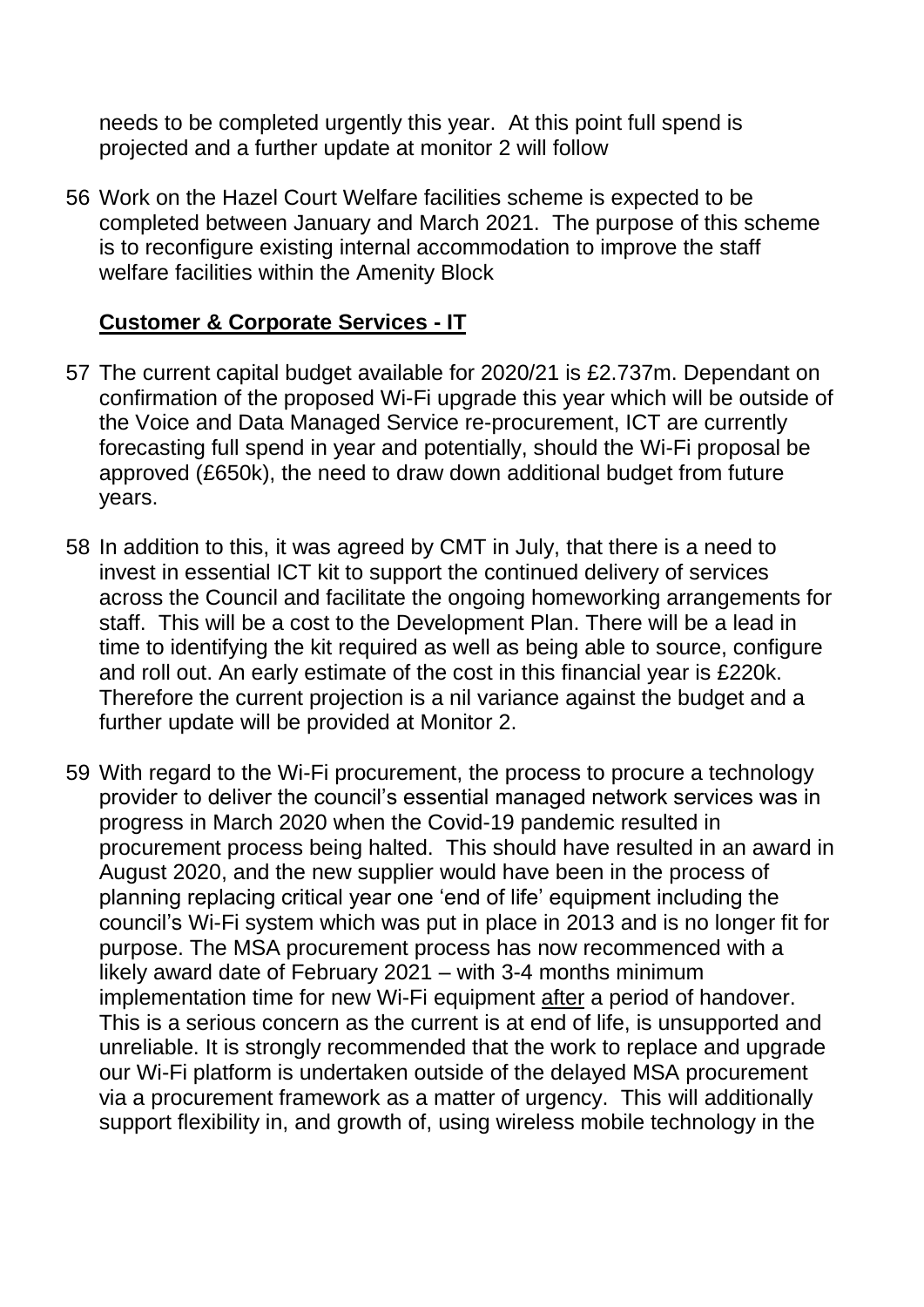needs to be completed urgently this year. At this point full spend is projected and a further update at monitor 2 will follow

56 Work on the Hazel Court Welfare facilities scheme is expected to be completed between January and March 2021. The purpose of this scheme is to reconfigure existing internal accommodation to improve the staff welfare facilities within the Amenity Block

## Customer & Corporate Services - IT

57 The current capital budget available for 2020/21 is £2.737m. Dependant on confirmation of the proposed Wi-Fi upgrade this year which will be outside of the Voice and Data Managed Service re-procurement, ICT are currently forecasting full spend in year and potentially, should the Wi-Fi proposal be approved (£650k), the need to draw down additional budget from future years.

58 In addition to this, it was agreed by CMT in July, that there is a need to invest in essential ICT kit to support the continued delivery of services across the Council and facilitate the ongoing homeworking arrangements for staff. This will be a cost to the Development Plan. There will be a lead in time to identifying the kit required as well as being able to source, configure and roll out. An early estimate of the cost in this financial year is £220k. Therefore the current projection is a nil variance against the budget and a further update will be provided at Monitor 2.

59 With regard to the Wi-Fi procurement, the process to procure a technology provider to deliver the council's essential managed network services was in progress in March 2020 when the Covid-19 pandemic resulted in procurement process being halted. This should have resulted in an award in August 2020, and the new supplier would have been in the process of planning replacing critical year one 'end of life' equipment including the council's Wi-Fi system which was put in place in 2013 and is no longer fit for purpose. The MSA procurement process has now recommenced with a likely award date of February 2021 – with 3-4 months minimum implementation time for new Wi-Fi equipment after a period of handover. This is a serious concern as the current is at end of life, is unsupported and unreliable. It is strongly recommended that the work to replace and upgrade our Wi-Fi platform is undertaken outside of the delayed MSA procurement via a procurement framework as a matter of urgency. This will additionally support flexibility in, and growth of, using wireless mobile technology in the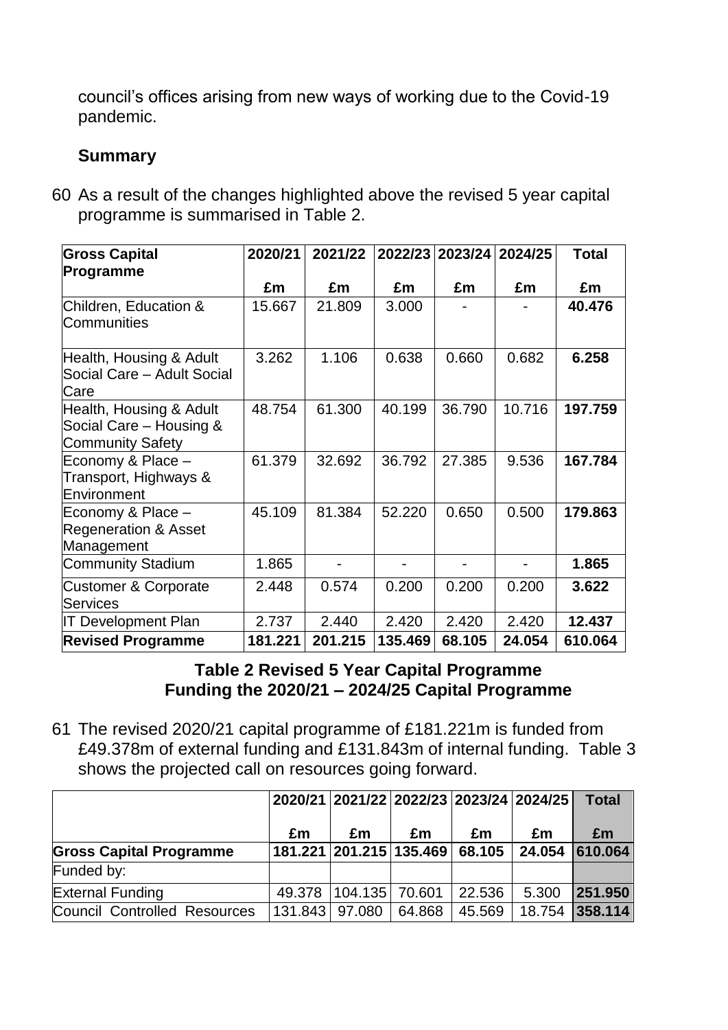council's offices arising from new ways of working due to the Covid-19 pandemic.

**Summary**

60 As a result of the changes highlighted above the revised 5 year capital programme is summarised in Table 2.

| **Gross Capital Programme** | **2020/21** | **2021/22** | **2022/23** | **2023/24** | **2024/25** | **Total** |
|---|---|---|---|---|---|---|
| | **£m** | **£m** | **£m** | **£m** | **£m** | **£m** |
| Children, Education & Communities | 15.667 | 21.809 | 3.000 | - | - | **40.476** |
| Health, Housing & Adult Social Care – Adult Social Care | 3.262 | 1.106 | 0.638 | 0.660 | 0.682 | **6.258** |
| Health, Housing & Adult Social Care – Housing & Community Safety | 48.754 | 61.300 | 40.199 | 36.790 | 10.716 | **197.759** |
| Economy & Place – Transport, Highways & Environment | 61.379 | 32.692 | 36.792 | 27.385 | 9.536 | **167.784** |
| Economy & Place – Regeneration & Asset Management | 45.109 | 81.384 | 52.220 | 0.650 | 0.500 | **179.863** |
| Community Stadium | 1.865 | - | - | - | - | **1.865** |
| Customer & Corporate Services | 2.448 | 0.574 | 0.200 | 0.200 | 0.200 | **3.622** |
| IT Development Plan | 2.737 | 2.440 | 2.420 | 2.420 | 2.420 | **12.437** |
| **Revised Programme** | **181.221** | **201.215** | **135.469** | **68.105** | **24.054** | **610.064** |

**Table 2 Revised 5 Year Capital Programme**

**Funding the 2020/21 – 2024/25 Capital Programme**

61 The revised 2020/21 capital programme of £181.221m is funded from £49.378m of external funding and £131.843m of internal funding. Table 3 shows the projected call on resources going forward.

| | **2020/21** | **2021/22** | **2022/23** | **2023/24** | **2024/25** | **Total** |
|---|---|---|---|---|---|---|
| | **£m** | **£m** | **£m** | **£m** | **£m** | **£m** |
| **Gross Capital Programme** | **181.221** | **201.215** | **135.469** | **68.105** | **24.054** | **610.064** |
| Funded by: | | | | | | |
| External Funding | 49.378 | 104.135 | 70.601 | 22.536 | 5.300 | **251.950** |
| Council Controlled Resources | 131.843 | 97.080 | 64.868 | 45.569 | 18.754 | **358.114** |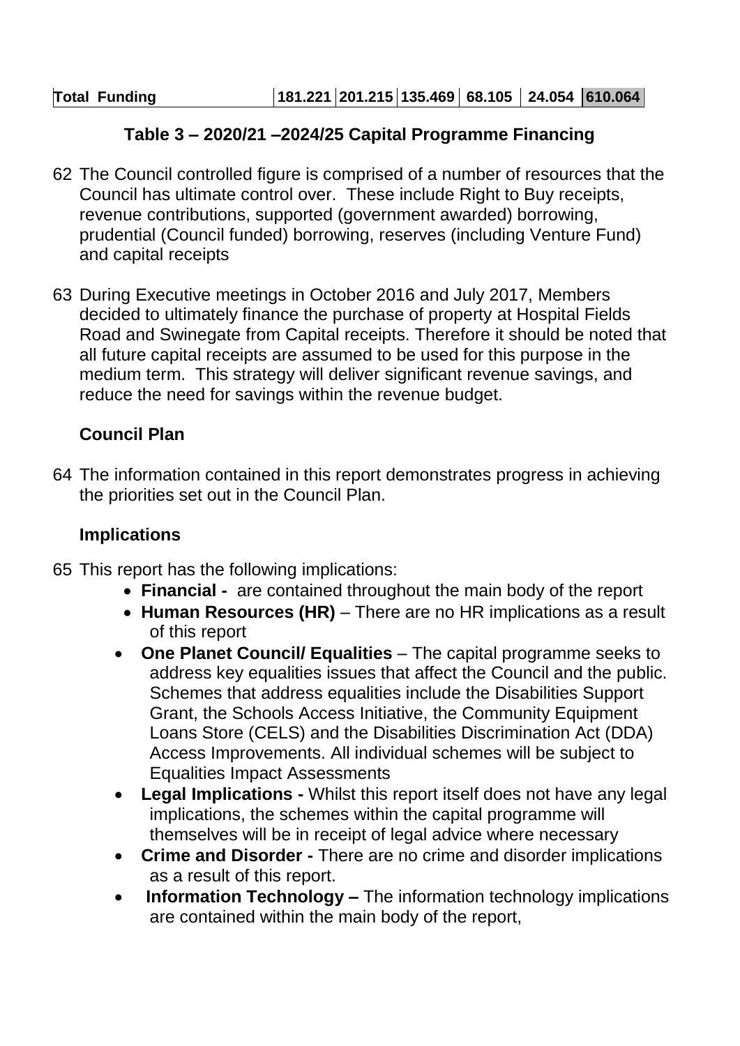| Total Funding | 181.221 | 201.215 | 135.469 | 68.105 | 24.054 | 610.064 |
|---|---|---|---|---|---|---|

**Table 3 – 2020/21 –2024/25 Capital Programme Financing**

62 The Council controlled figure is comprised of a number of resources that the Council has ultimate control over. These include Right to Buy receipts, revenue contributions, supported (government awarded) borrowing, prudential (Council funded) borrowing, reserves (including Venture Fund) and capital receipts

63 During Executive meetings in October 2016 and July 2017, Members decided to ultimately finance the purchase of property at Hospital Fields Road and Swinegate from Capital receipts. Therefore it should be noted that all future capital receipts are assumed to be used for this purpose in the medium term. This strategy will deliver significant revenue savings, and reduce the need for savings within the revenue budget.

### Council Plan

64 The information contained in this report demonstrates progress in achieving the priorities set out in the Council Plan.

### Implications

65 This report has the following implications:

- **Financial -** are contained throughout the main body of the report
- **Human Resources (HR)** – There are no HR implications as a result of this report
- **One Planet Council/ Equalities** – The capital programme seeks to address key equalities issues that affect the Council and the public. Schemes that address equalities include the Disabilities Support Grant, the Schools Access Initiative, the Community Equipment Loans Store (CELS) and the Disabilities Discrimination Act (DDA) Access Improvements. All individual schemes will be subject to Equalities Impact Assessments
- **Legal Implications -** Whilst this report itself does not have any legal implications, the schemes within the capital programme will themselves will be in receipt of legal advice where necessary
- **Crime and Disorder -** There are no crime and disorder implications as a result of this report.
- **Information Technology –** The information technology implications are contained within the main body of the report,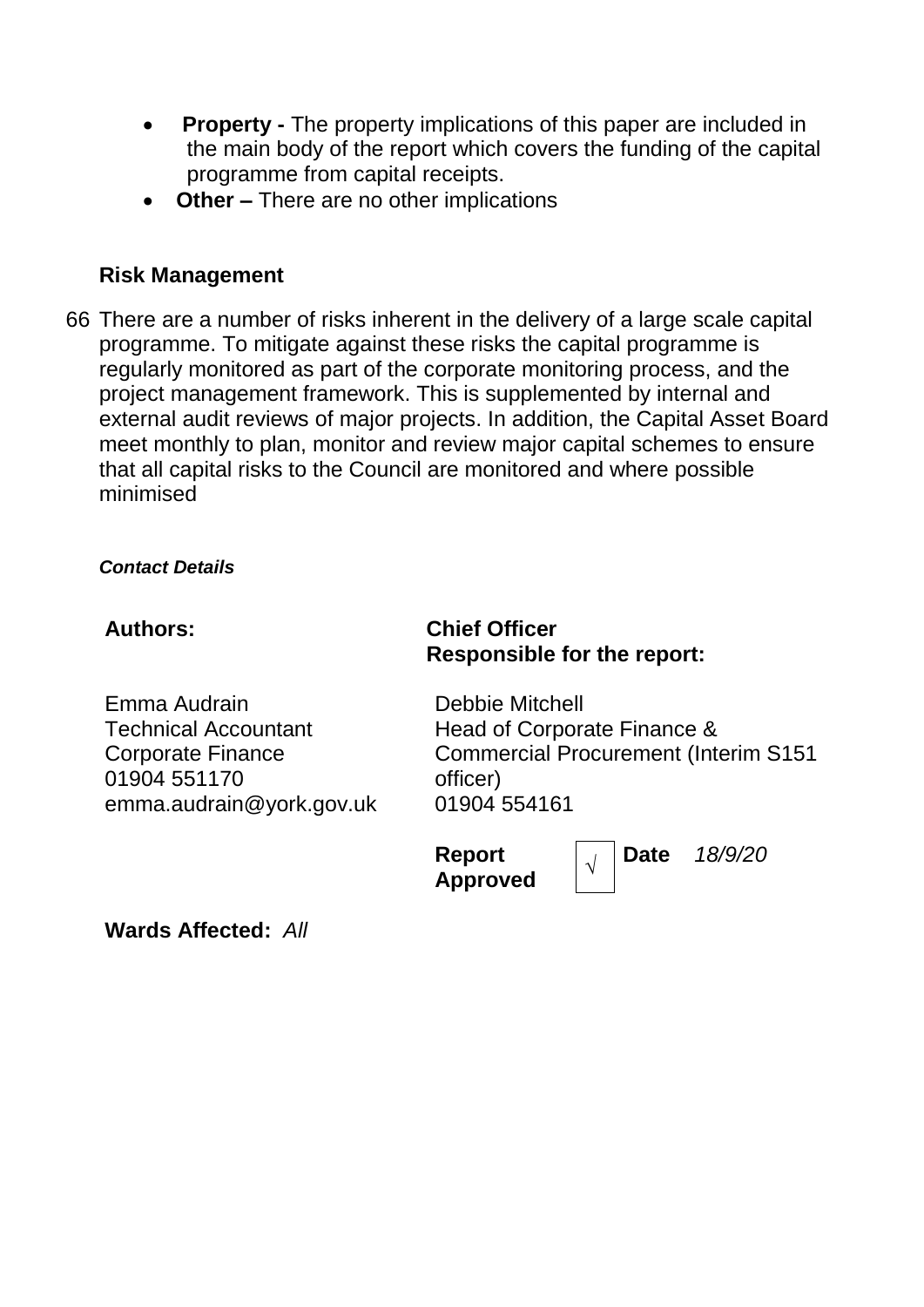- **Property -** The property implications of this paper are included in the main body of the report which covers the funding of the capital programme from capital receipts.
- **Other –** There are no other implications

**Risk Management**

66 There are a number of risks inherent in the delivery of a large scale capital programme. To mitigate against these risks the capital programme is regularly monitored as part of the corporate monitoring process, and the project management framework. This is supplemented by internal and external audit reviews of major projects. In addition, the Capital Asset Board meet monthly to plan, monitor and review major capital schemes to ensure that all capital risks to the Council are monitored and where possible minimised

***Contact Details***

| **Authors:** | **Chief Officer Responsible for the report:** |
|---|---|
| Emma Audrain<br>Technical Accountant<br>Corporate Finance<br>01904 551170<br>emma.audrain@york.gov.uk | Debbie Mitchell<br>Head of Corporate Finance & Commercial Procurement (Interim S151 officer)<br>01904 554161 |
| | **Report Approved** √ **Date** *18/9/20* |

**Wards Affected:** *All*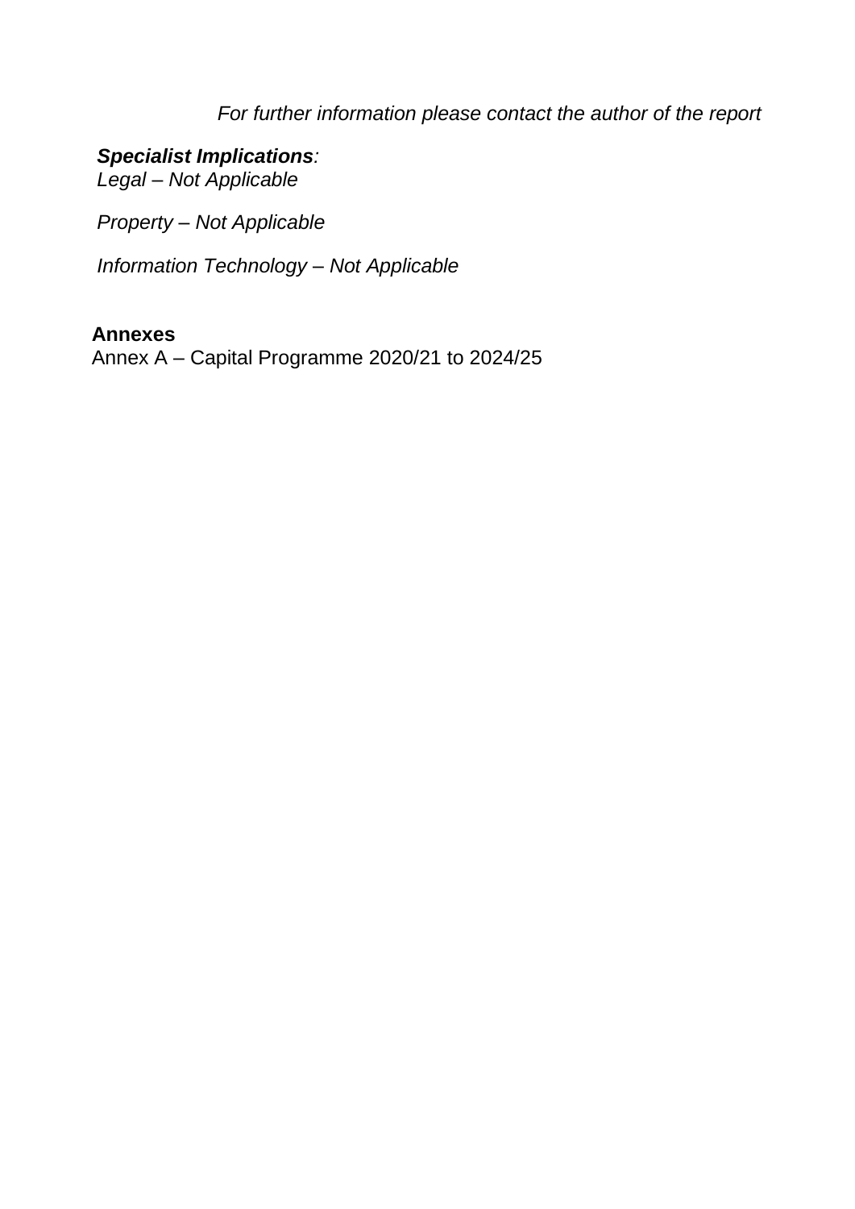*For further information please contact the author of the report*

***Specialist Implications**:*
*Legal – Not Applicable*

*Property – Not Applicable*

*Information Technology – Not Applicable*

**Annexes**
Annex A – Capital Programme 2020/21 to 2024/25